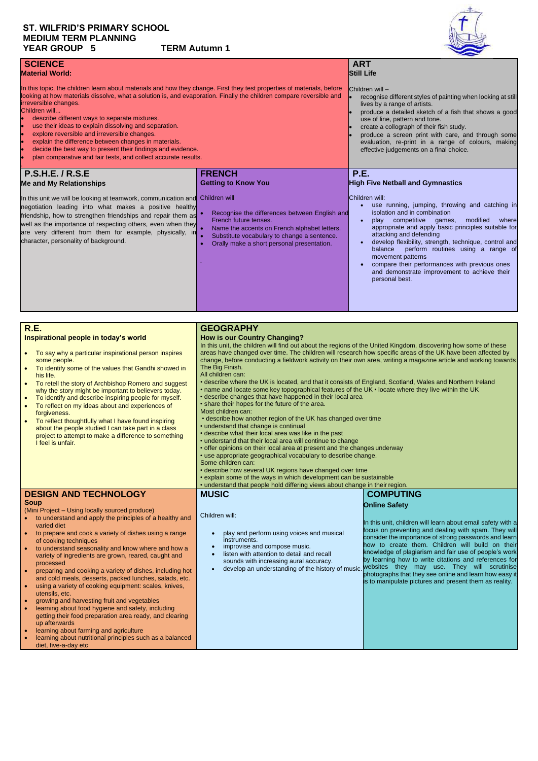# ST. WILFRID'S PRIMARY SCHOOL
## MEDIUM TERM PLANNING
## YEAR GROUP 5 TERM Autumn 1

## SCIENCE
**Material World:**

In this topic, the children learn about materials and how they change. First they test properties of materials, before looking at how materials dissolve, what a solution is, and evaporation. Finally the children compare reversible and irreversible changes.

Children will...

- describe different ways to separate mixtures.
- use their ideas to explain dissolving and separation.
- explore reversible and irreversible changes.
- explain the difference between changes in materials.
- decide the best way to present their findings and evidence.
- plan comparative and fair tests, and collect accurate results.

## ART
**Still Life**

Children will –

- recognise different styles of painting when looking at still lives by a range of artists.
- produce a detailed sketch of a fish that shows a good use of line, pattern and tone.
- create a collograph of their fish study.
- produce a screen print with care, and through some evaluation, re-print in a range of colours, making effective judgements on a final choice.

## P.S.H.E. / R.S.E
**Me and My Relationships**

In this unit we will be looking at teamwork, communication and negotiation leading into what makes a positive healthy friendship, how to strengthen friendships and repair them as well as the importance of respecting others, even when they are very different from them for example, physically, in character, personality of background.

## FRENCH
**Getting to Know You**

Children will

- Recognise the differences between English and French future tenses.
- Name the accents on French alphabet letters.
- Substitute vocabulary to change a sentence.
- Orally make a short personal presentation.

## P.E.
**High Five Netball and Gymnastics**

Children will:

- use running, jumping, throwing and catching in isolation and in combination
- play competitive games, modified where appropriate and apply basic principles suitable for attacking and defending
- develop flexibility, strength, technique, control and balance perform routines using a range of movement patterns
- compare their performances with previous ones and demonstrate improvement to achieve their personal best.

## R.E.
**Inspirational people in today's world**

- To say why a particular inspirational person inspires some people.
- To identify some of the values that Gandhi showed in his life.
- To retell the story of Archbishop Romero and suggest why the story might be important to believers today.
- To identify and describe inspiring people for myself.
- To reflect on my ideas about and experiences of forgiveness.
- To reflect thoughtfully what I have found inspiring about the people studied I can take part in a class project to attempt to make a difference to something I feel is unfair.

## GEOGRAPHY
**How is our Country Changing?**

In this unit, the children will find out about the regions of the United Kingdom, discovering how some of these areas have changed over time. The children will research how specific areas of the UK have been affected by change, before conducting a fieldwork activity on their own area, writing a magazine article and working towards The Big Finish.

All children can:

- describe where the UK is located, and that it consists of England, Scotland, Wales and Northern Ireland
- name and locate some key topographical features of the UK • locate where they live within the UK
- describe changes that have happened in their local area
- share their hopes for the future of the area.

Most children can:

- describe how another region of the UK has changed over time
- understand that change is continual
- describe what their local area was like in the past
- understand that their local area will continue to change
- offer opinions on their local area at present and the changes underway
- use appropriate geographical vocabulary to describe change.

Some children can:

- describe how several UK regions have changed over time
- explain some of the ways in which development can be sustainable
- understand that people hold differing views about change in their region.

## DESIGN AND TECHNOLOGY
**Soup**

(Mini Project – Using locally sourced produce)

- to understand and apply the principles of a healthy and varied diet
- to prepare and cook a variety of dishes using a range of cooking techniques
- to understand seasonality and know where and how a variety of ingredients are grown, reared, caught and processed
- preparing and cooking a variety of dishes, including hot and cold meals, desserts, packed lunches, salads, etc.
- using a variety of cooking equipment: scales, knives, utensils, etc.
- growing and harvesting fruit and vegetables
- learning about food hygiene and safety, including getting their food preparation area ready, and clearing up afterwards
- learning about farming and agriculture
- learning about nutritional principles such as a balanced diet, five-a-day etc

## MUSIC

Children will:

- play and perform using voices and musical instruments.
- improvise and compose music.
- listen with attention to detail and recall sounds with increasing aural accuracy.
- develop an understanding of the history of music.

## COMPUTING
**Online Safety**

In this unit, children will learn about email safety with a focus on preventing and dealing with spam. They will consider the importance of strong passwords and learn how to create them. Children will build on their knowledge of plagiarism and fair use of people's work by learning how to write citations and references for websites they may use. They will scrutinise photographs that they see online and learn how easy it is to manipulate pictures and present them as reality.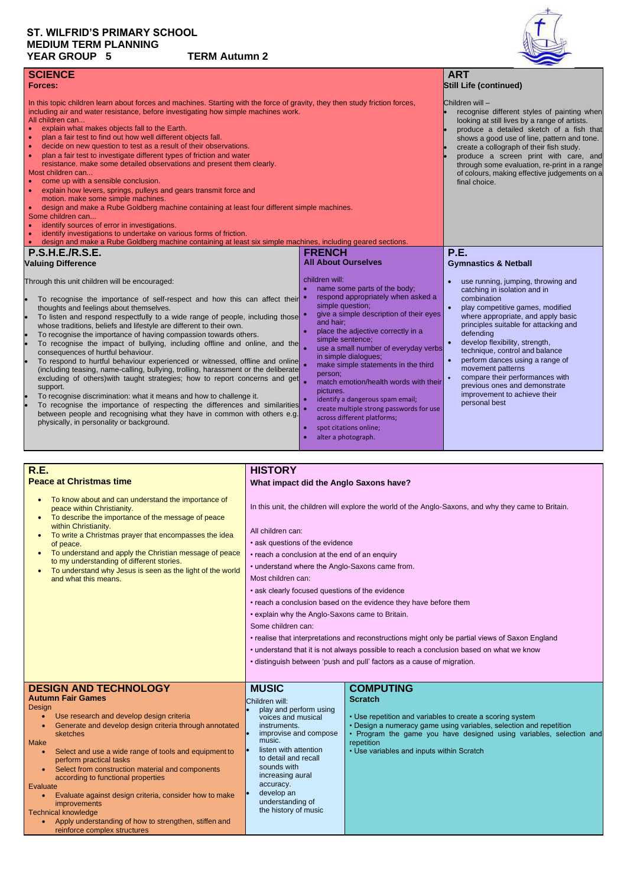# ST. WILFRID'S PRIMARY SCHOOL
## MEDIUM TERM PLANNING
## YEAR GROUP 5 TERM Autumn 2

## SCIENCE
**Forces:**

In this topic children learn about forces and machines. Starting with the force of gravity, they then study friction forces, including air and water resistance, before investigating how simple machines work.

All children can...

- explain what makes objects fall to the Earth.
- plan a fair test to find out how well different objects fall.
- decide on new question to test as a result of their observations.
- plan a fair test to investigate different types of friction and water resistance. make some detailed observations and present them clearly.

Most children can...

- come up with a sensible conclusion.
- explain how levers, springs, pulleys and gears transmit force and motion. make some simple machines.
- design and make a Rube Goldberg machine containing at least four different simple machines.

Some children can...

- identify sources of error in investigations.
- identify investigations to undertake on various forms of friction.
- design and make a Rube Goldberg machine containing at least six simple machines, including geared sections.

## ART
**Still Life (continued)**

Children will –

- recognise different styles of painting when looking at still lives by a range of artists.
- produce a detailed sketch of a fish that shows a good use of line, pattern and tone.
- create a collograph of their fish study.
- produce a screen print with care, and through some evaluation, re-print in a range of colours, making effective judgements on a final choice.

## P.S.H.E./R.S.E.
**Valuing Difference**

Through this unit children will be encouraged:

- To recognise the importance of self-respect and how this can affect their thoughts and feelings about themselves.
- To listen and respond respectfully to a wide range of people, including those whose traditions, beliefs and lifestyle are different to their own.
- To recognise the importance of having compassion towards others.
- To recognise the impact of bullying, including offline and online, and the consequences of hurtful behaviour.
- To respond to hurtful behaviour experienced or witnessed, offline and online (including teasing, name-calling, bullying, trolling, harassment or the deliberate excluding of others)with taught strategies; how to report concerns and get support.
- To recognise discrimination: what it means and how to challenge it.
- To recognise the importance of respecting the differences and similarities between people and recognising what they have in common with others e.g. physically, in personality or background.

## FRENCH
**All About Ourselves**

children will:

- name some parts of the body;
- respond appropriately when asked a simple question;
- give a simple description of their eyes and hair;
- place the adjective correctly in a simple sentence;
- use a small number of everyday verbs in simple dialogues;
- make simple statements in the third person;
- match emotion/health words with their pictures.
- identify a dangerous spam email;
- create multiple strong passwords for use across different platforms;
- spot citations online;
- alter a photograph.

## P.E.
**Gymnastics & Netball**

- use running, jumping, throwing and catching in isolation and in combination
- play competitive games, modified where appropriate, and apply basic principles suitable for attacking and defending
- develop flexibility, strength, technique, control and balance
- perform dances using a range of movement patterns
- compare their performances with previous ones and demonstrate improvement to achieve their personal best

## R.E.
**Peace at Christmas time**

- To know about and can understand the importance of peace within Christianity.
- To describe the importance of the message of peace within Christianity.
- To write a Christmas prayer that encompasses the idea of peace.
- To understand and apply the Christian message of peace to my understanding of different stories.
- To understand why Jesus is seen as the light of the world and what this means.

## HISTORY
**What impact did the Anglo Saxons have?**

In this unit, the children will explore the world of the Anglo-Saxons, and why they came to Britain.

All children can:

- ask questions of the evidence
- reach a conclusion at the end of an enquiry
- understand where the Anglo-Saxons came from.

Most children can:

- ask clearly focused questions of the evidence
- reach a conclusion based on the evidence they have before them
- explain why the Anglo-Saxons came to Britain.

Some children can:

- realise that interpretations and reconstructions might only be partial views of Saxon England
- understand that it is not always possible to reach a conclusion based on what we know
- distinguish between 'push and pull' factors as a cause of migration.

## DESIGN AND TECHNOLOGY
**Autumn Fair Games**

Design

- Use research and develop design criteria
- Generate and develop design criteria through annotated sketches

Make

- Select and use a wide range of tools and equipment to perform practical tasks
- Select from construction material and components according to functional properties

Evaluate

- Evaluate against design criteria, consider how to make improvements

Technical knowledge

- Apply understanding of how to strengthen, stiffen and reinforce complex structures

## MUSIC

Children will:

- play and perform using voices and musical instruments.
- improvise and compose music.
- listen with attention to detail and recall sounds with increasing aural accuracy.
- develop an understanding of the history of music

## COMPUTING
**Scratch**

- Use repetition and variables to create a scoring system
- Design a numeracy game using variables, selection and repetition
- Program the game you have designed using variables, selection and repetition
- Use variables and inputs within Scratch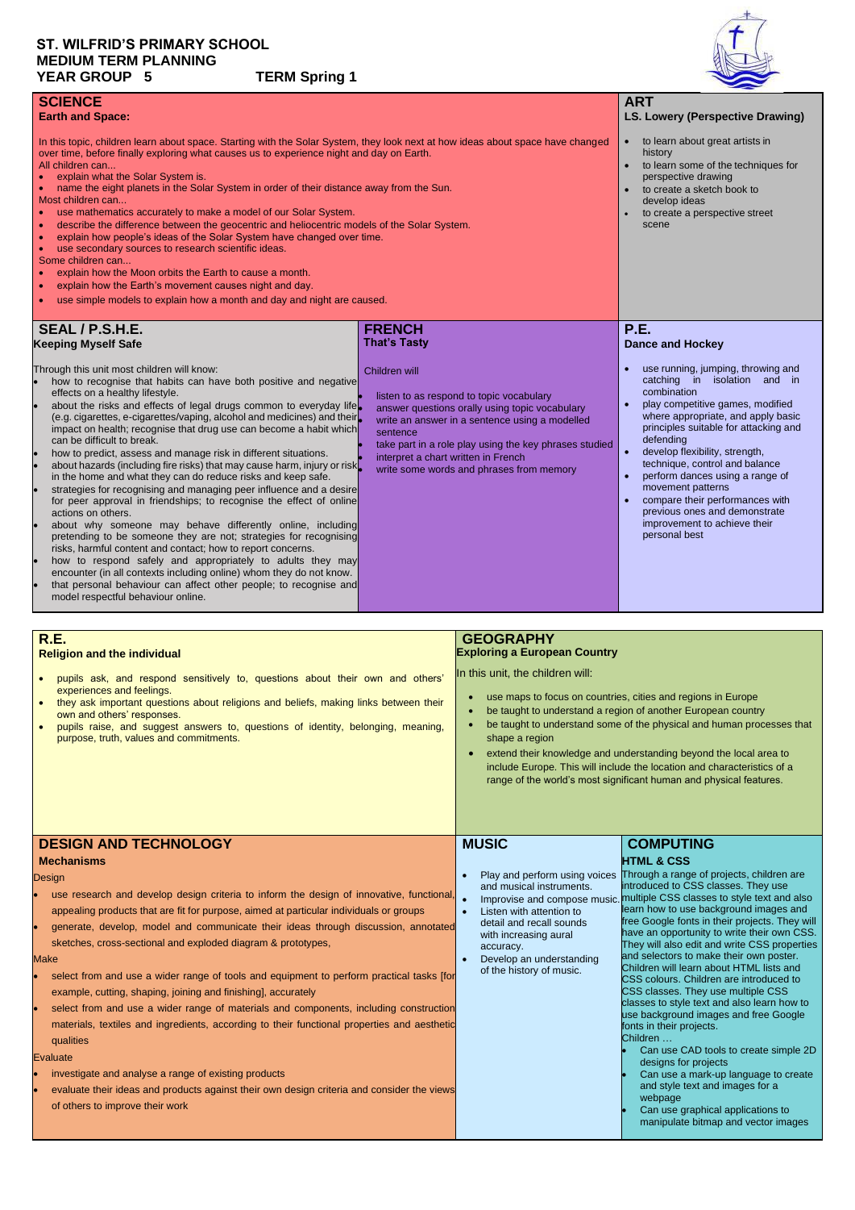# ST. WILFRID'S PRIMARY SCHOOL
# MEDIUM TERM PLANNING
# YEAR GROUP 5 TERM Spring 1

## SCIENCE

### Earth and Space:

In this topic, children learn about space. Starting with the Solar System, they look next at how ideas about space have changed over time, before finally exploring what causes us to experience night and day on Earth.

All children can...

- explain what the Solar System is.
- name the eight planets in the Solar System in order of their distance away from the Sun.

Most children can...

- use mathematics accurately to make a model of our Solar System.
- describe the difference between the geocentric and heliocentric models of the Solar System.
- explain how people's ideas of the Solar System have changed over time.
- use secondary sources to research scientific ideas.

Some children can...

- explain how the Moon orbits the Earth to cause a month.
- explain how the Earth's movement causes night and day.
- use simple models to explain how a month and day and night are caused.

## ART

### LS. Lowery (Perspective Drawing)

- to learn about great artists in history
- to learn some of the techniques for perspective drawing
- to create a sketch book to develop ideas
- to create a perspective street scene

## SEAL / P.S.H.E.

### Keeping Myself Safe

Through this unit most children will know:

- how to recognise that habits can have both positive and negative effects on a healthy lifestyle.
- about the risks and effects of legal drugs common to everyday life (e.g. cigarettes, e-cigarettes/vaping, alcohol and medicines) and their impact on health; recognise that drug use can become a habit which can be difficult to break.
- how to predict, assess and manage risk in different situations.
- about hazards (including fire risks) that may cause harm, injury or risk in the home and what they can do reduce risks and keep safe.
- strategies for recognising and managing peer influence and a desire for peer approval in friendships; to recognise the effect of online actions on others.
- about why someone may behave differently online, including pretending to be someone they are not; strategies for recognising risks, harmful content and contact; how to report concerns.
- how to respond safely and appropriately to adults they may encounter (in all contexts including online) whom they do not know.
- that personal behaviour can affect other people; to recognise and model respectful behaviour online.

## FRENCH

### That's Tasty

Children will

- listen to as respond to topic vocabulary
- answer questions orally using topic vocabulary
- write an answer in a sentence using a modelled sentence
- take part in a role play using the key phrases studied
- interpret a chart written in French
- write some words and phrases from memory

## P.E.

### Dance and Hockey

- use running, jumping, throwing and catching in isolation and in combination
- play competitive games, modified where appropriate, and apply basic principles suitable for attacking and defending
- develop flexibility, strength, technique, control and balance
- perform dances using a range of movement patterns
- compare their performances with previous ones and demonstrate improvement to achieve their personal best

## R.E.

### Religion and the individual

- pupils ask, and respond sensitively to, questions about their own and others' experiences and feelings.
- they ask important questions about religions and beliefs, making links between their own and others' responses.
- pupils raise, and suggest answers to, questions of identity, belonging, meaning, purpose, truth, values and commitments.

## GEOGRAPHY

### Exploring a European Country

In this unit, the children will:

- use maps to focus on countries, cities and regions in Europe
- be taught to understand a region of another European country
- be taught to understand some of the physical and human processes that shape a region
- extend their knowledge and understanding beyond the local area to include Europe. This will include the location and characteristics of a range of the world's most significant human and physical features.

## DESIGN AND TECHNOLOGY

### Mechanisms

Design

- use research and develop design criteria to inform the design of innovative, functional, appealing products that are fit for purpose, aimed at particular individuals or groups
- generate, develop, model and communicate their ideas through discussion, annotated sketches, cross-sectional and exploded diagram & prototypes,

Make

- select from and use a wider range of tools and equipment to perform practical tasks [for example, cutting, shaping, joining and finishing], accurately
- select from and use a wider range of materials and components, including construction materials, textiles and ingredients, according to their functional properties and aesthetic qualities

Evaluate

- investigate and analyse a range of existing products
- evaluate their ideas and products against their own design criteria and consider the views of others to improve their work

## MUSIC

- Play and perform using voices and musical instruments.
- Improvise and compose music.
- Listen with attention to detail and recall sounds with increasing aural accuracy.
- Develop an understanding of the history of music.

## COMPUTING

### HTML & CSS

Through a range of projects, children are introduced to CSS classes. They use multiple CSS classes to style text and also learn how to use background images and free Google fonts in their projects. They will have an opportunity to write their own CSS. They will also edit and write CSS properties and selectors to make their own poster. Children will learn about HTML lists and CSS colours. Children are introduced to CSS classes. They use multiple CSS classes to style text and also learn how to use background images and free Google fonts in their projects.

Children …

- Can use CAD tools to create simple 2D designs for projects
- Can use a mark-up language to create and style text and images for a webpage
- Can use graphical applications to manipulate bitmap and vector images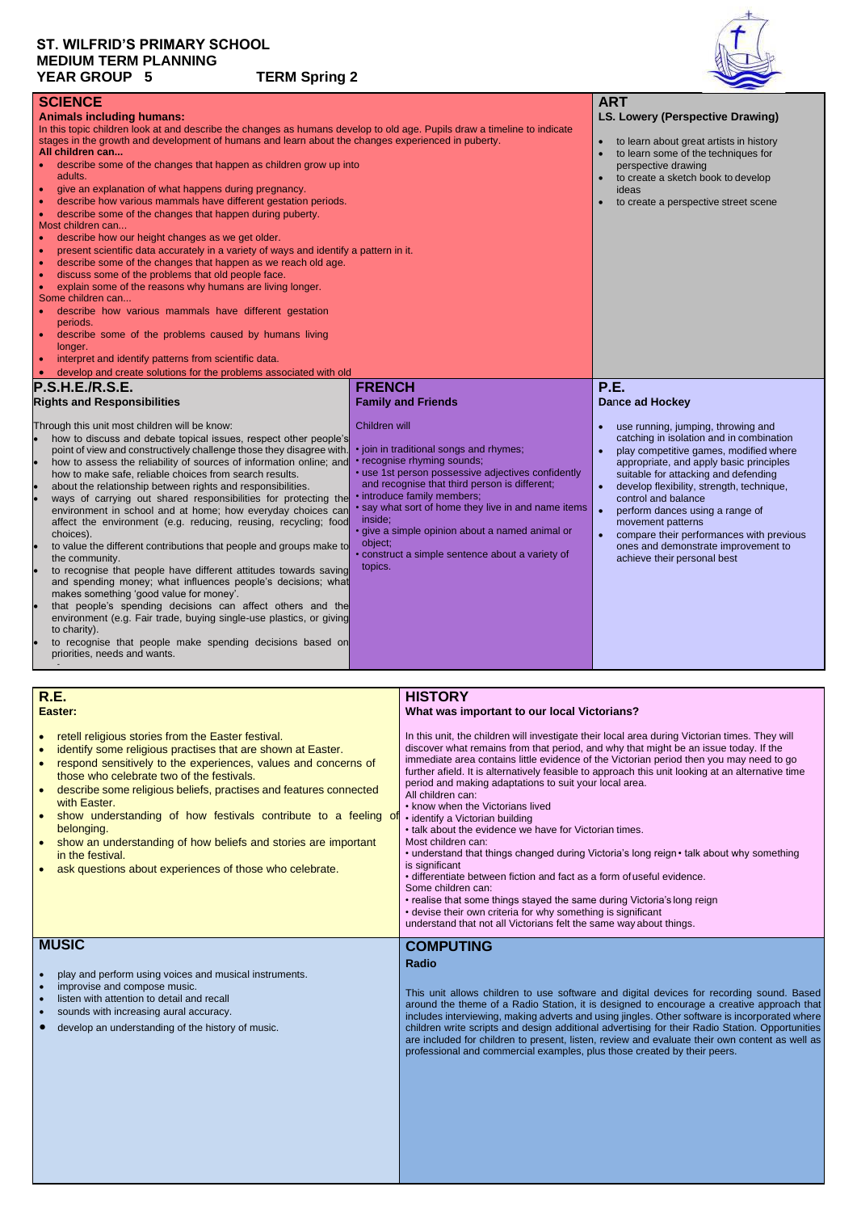# ST. WILFRID'S PRIMARY SCHOOL
## MEDIUM TERM PLANNING
## YEAR GROUP 5 TERM Spring 2

## SCIENCE

**Animals including humans:**

In this topic children look at and describe the changes as humans develop to old age. Pupils draw a timeline to indicate stages in the growth and development of humans and learn about the changes experienced in puberty.

**All children can...**

- describe some of the changes that happen as children grow up into adults.
- give an explanation of what happens during pregnancy.
- describe how various mammals have different gestation periods.
- describe some of the changes that happen during puberty.

Most children can...

- describe how our height changes as we get older.
- present scientific data accurately in a variety of ways and identify a pattern in it.
- describe some of the changes that happen as we reach old age.
- discuss some of the problems that old people face.
- explain some of the reasons why humans are living longer.

Some children can...

- describe how various mammals have different gestation periods.
- describe some of the problems caused by humans living longer.
- interpret and identify patterns from scientific data.
- develop and create solutions for the problems associated with old

## ART

**LS. Lowery (Perspective Drawing)**

- to learn about great artists in history
- to learn some of the techniques for perspective drawing
- to create a sketch book to develop ideas
- to create a perspective street scene

## P.S.H.E./R.S.E.

**Rights and Responsibilities**

Through this unit most children will be know:

- how to discuss and debate topical issues, respect other people's point of view and constructively challenge those they disagree with.
- how to assess the reliability of sources of information online; and how to make safe, reliable choices from search results.
- about the relationship between rights and responsibilities.
- ways of carrying out shared responsibilities for protecting the environment in school and at home; how everyday choices can affect the environment (e.g. reducing, reusing, recycling; food choices).
- to value the different contributions that people and groups make to the community.
- to recognise that people have different attitudes towards saving and spending money; what influences people's decisions; what makes something 'good value for money'.
- that people's spending decisions can affect others and the environment (e.g. Fair trade, buying single-use plastics, or giving to charity).
- to recognise that people make spending decisions based on priorities, needs and wants.

## FRENCH

**Family and Friends**

Children will

- join in traditional songs and rhymes;
- recognise rhyming sounds;
- use 1st person possessive adjectives confidently and recognise that third person is different;
- introduce family members;
- say what sort of home they live in and name items inside;
- give a simple opinion about a named animal or object;
- construct a simple sentence about a variety of topics.

## P.E.

**Dance ad Hockey**

- use running, jumping, throwing and catching in isolation and in combination
- play competitive games, modified where appropriate, and apply basic principles suitable for attacking and defending
- develop flexibility, strength, technique, control and balance
- perform dances using a range of movement patterns
- compare their performances with previous ones and demonstrate improvement to achieve their personal best

## R.E.

**Easter:**

- retell religious stories from the Easter festival.
- identify some religious practises that are shown at Easter.
- respond sensitively to the experiences, values and concerns of those who celebrate two of the festivals.
- describe some religious beliefs, practises and features connected with Easter.
- show understanding of how festivals contribute to a feeling of belonging.
- show an understanding of how beliefs and stories are important in the festival.
- ask questions about experiences of those who celebrate.

## HISTORY

**What was important to our local Victorians?**

In this unit, the children will investigate their local area during Victorian times. They will discover what remains from that period, and why that might be an issue today. If the immediate area contains little evidence of the Victorian period then you may need to go further afield. It is alternatively feasible to approach this unit looking at an alternative time period and making adaptations to suit your local area.

All children can:

- know when the Victorians lived
- identify a Victorian building
- talk about the evidence we have for Victorian times.

Most children can:

- understand that things changed during Victoria's long reign
- talk about why something is significant
- differentiate between fiction and fact as a form of useful evidence.

Some children can:

- realise that some things stayed the same during Victoria's long reign
- devise their own criteria for why something is significant

understand that not all Victorians felt the same way about things.

## MUSIC

- play and perform using voices and musical instruments.
- improvise and compose music.
- listen with attention to detail and recall
- sounds with increasing aural accuracy.
- develop an understanding of the history of music.

## COMPUTING

**Radio**

This unit allows children to use software and digital devices for recording sound. Based around the theme of a Radio Station, it is designed to encourage a creative approach that includes interviewing, making adverts and using jingles. Other software is incorporated where children write scripts and design additional advertising for their Radio Station. Opportunities are included for children to present, listen, review and evaluate their own content as well as professional and commercial examples, plus those created by their peers.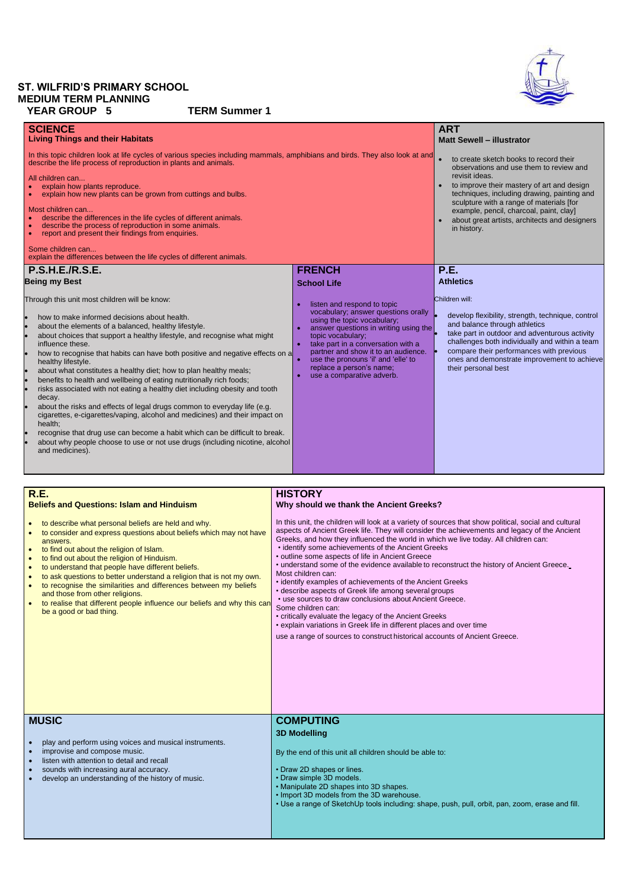**ST. WILFRID'S PRIMARY SCHOOL**
**MEDIUM TERM PLANNING**
**YEAR GROUP 5 TERM Summer 1**

## SCIENCE

### Living Things and their Habitats

In this topic children look at life cycles of various species including mammals, amphibians and birds. They also look at and describe the life process of reproduction in plants and animals.

All children can...

- explain how plants reproduce.
- explain how new plants can be grown from cuttings and bulbs.

Most children can...

- describe the differences in the life cycles of different animals.
- describe the process of reproduction in some animals.
- report and present their findings from enquiries.

Some children can...
explain the differences between the life cycles of different animals.

## ART

### Matt Sewell – illustrator

- to create sketch books to record their observations and use them to review and revisit ideas.
- to improve their mastery of art and design techniques, including drawing, painting and sculpture with a range of materials [for example, pencil, charcoal, paint, clay]
- about great artists, architects and designers in history.

## P.S.H.E./R.S.E.

### Being my Best

Through this unit most children will be know:

- how to make informed decisions about health.
- about the elements of a balanced, healthy lifestyle.
- about choices that support a healthy lifestyle, and recognise what might influence these.
- how to recognise that habits can have both positive and negative effects on a healthy lifestyle.
- about what constitutes a healthy diet; how to plan healthy meals;
- benefits to health and wellbeing of eating nutritionally rich foods;
- risks associated with not eating a healthy diet including obesity and tooth decay.
- about the risks and effects of legal drugs common to everyday life (e.g. cigarettes, e-cigarettes/vaping, alcohol and medicines) and their impact on health;
- recognise that drug use can become a habit which can be difficult to break.
- about why people choose to use or not use drugs (including nicotine, alcohol and medicines).

## FRENCH

### School Life

- listen and respond to topic vocabulary; answer questions orally using the topic vocabulary;
- answer questions in writing using the topic vocabulary;
- take part in a conversation with a partner and show it to an audience.
- use the pronouns 'il' and 'elle' to replace a person's name;
- use a comparative adverb.

## P.E.

### Athletics

Children will:

- develop flexibility, strength, technique, control and balance through athletics
- take part in outdoor and adventurous activity challenges both individually and within a team
- compare their performances with previous ones and demonstrate improvement to achieve their personal best

## R.E.

### Beliefs and Questions: Islam and Hinduism

- to describe what personal beliefs are held and why.
- to consider and express questions about beliefs which may not have answers.
- to find out about the religion of Islam.
- to find out about the religion of Hinduism.
- to understand that people have different beliefs.
- to ask questions to better understand a religion that is not my own.
- to recognise the similarities and differences between my beliefs and those from other religions.
- to realise that different people influence our beliefs and why this can be a good or bad thing.

## HISTORY

### Why should we thank the Ancient Greeks?

In this unit, the children will look at a variety of sources that show political, social and cultural aspects of Ancient Greek life. They will consider the achievements and legacy of the Ancient Greeks, and how they influenced the world in which we live today. All children can:

- identify some achievements of the Ancient Greeks
- outline some aspects of life in Ancient Greece
- understand some of the evidence available to reconstruct the history of Ancient Greece.

Most children can:

- identify examples of achievements of the Ancient Greeks
- describe aspects of Greek life among several groups
- use sources to draw conclusions about Ancient Greece.

Some children can:

- critically evaluate the legacy of the Ancient Greeks
- explain variations in Greek life in different places and over time

use a range of sources to construct historical accounts of Ancient Greece.

## MUSIC

- play and perform using voices and musical instruments.
- improvise and compose music.
- listen with attention to detail and recall
- sounds with increasing aural accuracy.
- develop an understanding of the history of music.

## COMPUTING

### 3D Modelling

By the end of this unit all children should be able to:

- Draw 2D shapes or lines.
- Draw simple 3D models.
- Manipulate 2D shapes into 3D shapes.
- Import 3D models from the 3D warehouse.
- Use a range of SketchUp tools including: shape, push, pull, orbit, pan, zoom, erase and fill.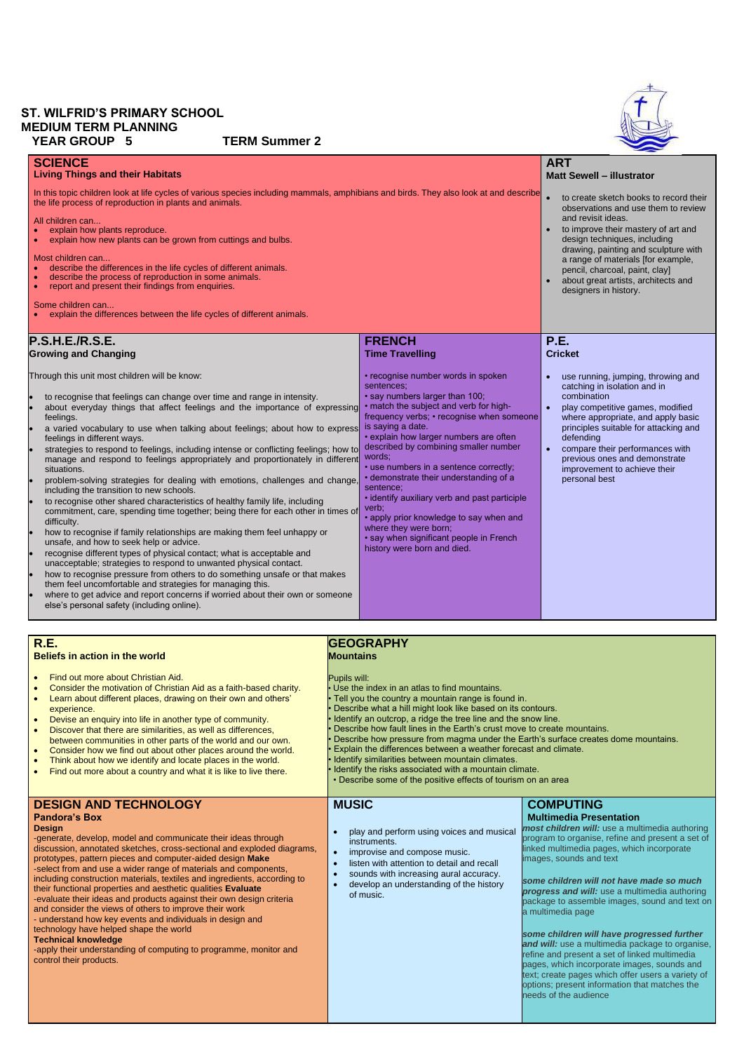**ST. WILFRID'S PRIMARY SCHOOL**
**MEDIUM TERM PLANNING**
**YEAR GROUP 5** **TERM Summer 2**

## SCIENCE
### Living Things and their Habitats

In this topic children look at life cycles of various species including mammals, amphibians and birds. They also look at and describe the life process of reproduction in plants and animals.

All children can...
- explain how plants reproduce.
- explain how new plants can be grown from cuttings and bulbs.

Most children can...
- describe the differences in the life cycles of different animals.
- describe the process of reproduction in some animals.
- report and present their findings from enquiries.

Some children can...
- explain the differences between the life cycles of different animals.

## ART
### Matt Sewell – illustrator

- to create sketch books to record their observations and use them to review and revisit ideas.
- to improve their mastery of art and design techniques, including drawing, painting and sculpture with a range of materials [for example, pencil, charcoal, paint, clay]
- about great artists, architects and designers in history.

## P.S.H.E./R.S.E.
### Growing and Changing

Through this unit most children will be know:

- to recognise that feelings can change over time and range in intensity.
- about everyday things that affect feelings and the importance of expressing feelings.
- a varied vocabulary to use when talking about feelings; about how to express feelings in different ways.
- strategies to respond to feelings, including intense or conflicting feelings; how to manage and respond to feelings appropriately and proportionately in different situations.
- problem-solving strategies for dealing with emotions, challenges and change, including the transition to new schools.
- to recognise other shared characteristics of healthy family life, including commitment, care, spending time together; being there for each other in times of difficulty.
- how to recognise if family relationships are making them feel unhappy or unsafe, and how to seek help or advice.
- recognise different types of physical contact; what is acceptable and unacceptable; strategies to respond to unwanted physical contact.
- how to recognise pressure from others to do something unsafe or that makes them feel uncomfortable and strategies for managing this.
- where to get advice and report concerns if worried about their own or someone else's personal safety (including online).

## FRENCH
### Time Travelling

- recognise number words in spoken sentences;
- say numbers larger than 100;
- match the subject and verb for high-frequency verbs;
- recognise when someone is saying a date.
- explain how larger numbers are often described by combining smaller number words;
- use numbers in a sentence correctly;
- demonstrate their understanding of a sentence;
- identify auxiliary verb and past participle verb;
- apply prior knowledge to say when and where they were born;
- say when significant people in French history were born and died.

## P.E.
### Cricket

- use running, jumping, throwing and catching in isolation and in combination
- play competitive games, modified where appropriate, and apply basic principles suitable for attacking and defending
- compare their performances with previous ones and demonstrate improvement to achieve their personal best

## R.E.
### Beliefs in action in the world

- Find out more about Christian Aid.
- Consider the motivation of Christian Aid as a faith-based charity.
- Learn about different places, drawing on their own and others' experience.
- Devise an enquiry into life in another type of community.
- Discover that there are similarities, as well as differences, between communities in other parts of the world and our own.
- Consider how we find out about other places around the world.
- Think about how we identify and locate places in the world.
- Find out more about a country and what it is like to live there.

## GEOGRAPHY
### Mountains

Pupils will:
- Use the index in an atlas to find mountains.
- Tell you the country a mountain range is found in.
- Describe what a hill might look like based on its contours.
- Identify an outcrop, a ridge the tree line and the snow line.
- Describe how fault lines in the Earth's crust move to create mountains.
- Describe how pressure from magma under the Earth's surface creates dome mountains.
- Explain the differences between a weather forecast and climate.
- Identify similarities between mountain climates.
- Identify the risks associated with a mountain climate.
- Describe some of the positive effects of tourism on an area

## DESIGN AND TECHNOLOGY
### Pandora's Box

**Design**
-generate, develop, model and communicate their ideas through discussion, annotated sketches, cross-sectional and exploded diagrams, prototypes, pattern pieces and computer-aided design **Make**
-select from and use a wider range of materials and components, including construction materials, textiles and ingredients, according to their functional properties and aesthetic qualities **Evaluate**
-evaluate their ideas and products against their own design criteria and consider the views of others to improve their work
- understand how key events and individuals in design and technology have helped shape the world
**Technical knowledge**
-apply their understanding of computing to programme, monitor and control their products.

## MUSIC

- play and perform using voices and musical instruments.
- improvise and compose music.
- listen with attention to detail and recall
- sounds with increasing aural accuracy.
- develop an understanding of the history of music.

## COMPUTING
### Multimedia Presentation

***most children will:*** use a multimedia authoring program to organise, refine and present a set of linked multimedia pages, which incorporate images, sounds and text

***some children will not have made so much progress and will:*** use a multimedia authoring package to assemble images, sound and text on a multimedia page

***some children will have progressed further and will:*** use a multimedia package to organise, refine and present a set of linked multimedia pages, which incorporate images, sounds and text; create pages which offer users a variety of options; present information that matches the needs of the audience